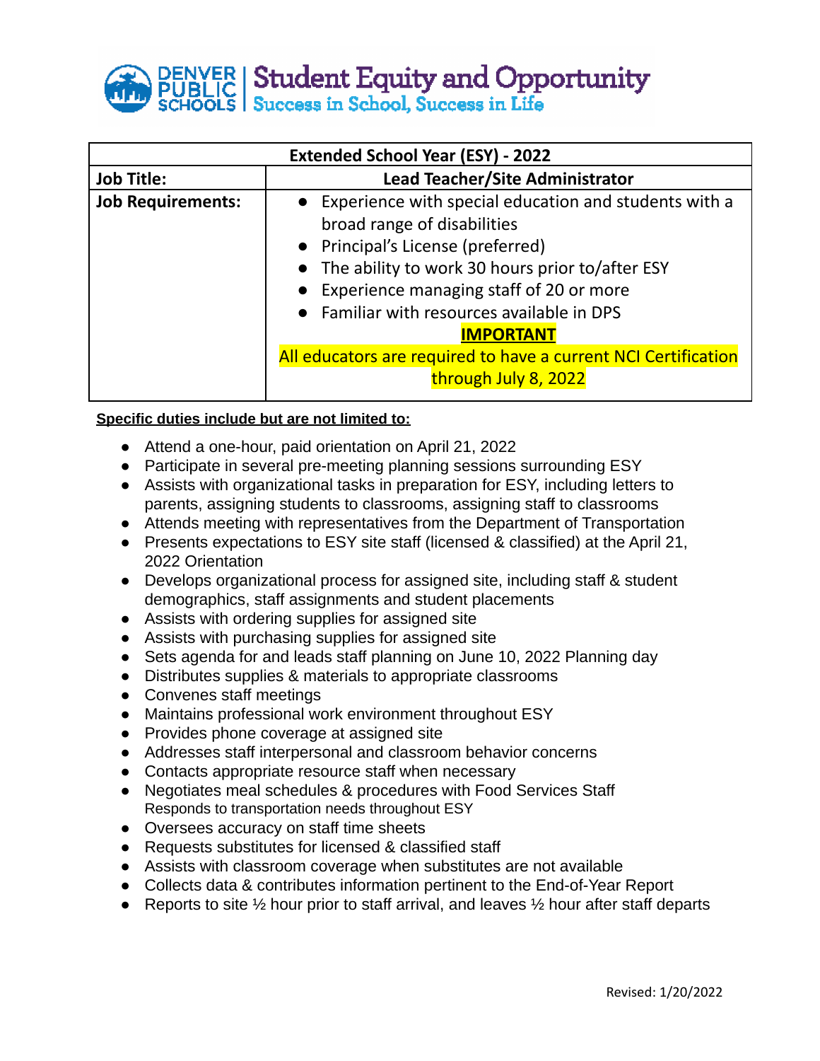DENVER PUBLIC SCHOOLS | Student Equity and Opportunity
Success in School, Success in Life

| Extended School Year (ESY) - 2022 | |
|---|---|
| **Job Title:** | **Lead Teacher/Site Administrator** |
| **Job Requirements:** | • Experience with special education and students with a broad range of disabilities<br>• Principal's License (preferred)<br>• The ability to work 30 hours prior to/after ESY<br>• Experience managing staff of 20 or more<br>• Familiar with resources available in DPS<br>**IMPORTANT**<br>All educators are required to have a current NCI Certification through July 8, 2022 |

**Specific duties include but are not limited to:**

- Attend a one-hour, paid orientation on April 21, 2022
- Participate in several pre-meeting planning sessions surrounding ESY
- Assists with organizational tasks in preparation for ESY, including letters to parents, assigning students to classrooms, assigning staff to classrooms
- Attends meeting with representatives from the Department of Transportation
- Presents expectations to ESY site staff (licensed & classified) at the April 21, 2022 Orientation
- Develops organizational process for assigned site, including staff & student demographics, staff assignments and student placements
- Assists with ordering supplies for assigned site
- Assists with purchasing supplies for assigned site
- Sets agenda for and leads staff planning on June 10, 2022 Planning day
- Distributes supplies & materials to appropriate classrooms
- Convenes staff meetings
- Maintains professional work environment throughout ESY
- Provides phone coverage at assigned site
- Addresses staff interpersonal and classroom behavior concerns
- Contacts appropriate resource staff when necessary
- Negotiates meal schedules & procedures with Food Services Staff
  Responds to transportation needs throughout ESY
- Oversees accuracy on staff time sheets
- Requests substitutes for licensed & classified staff
- Assists with classroom coverage when substitutes are not available
- Collects data & contributes information pertinent to the End-of-Year Report
- Reports to site ½ hour prior to staff arrival, and leaves ½ hour after staff departs

Revised: 1/20/2022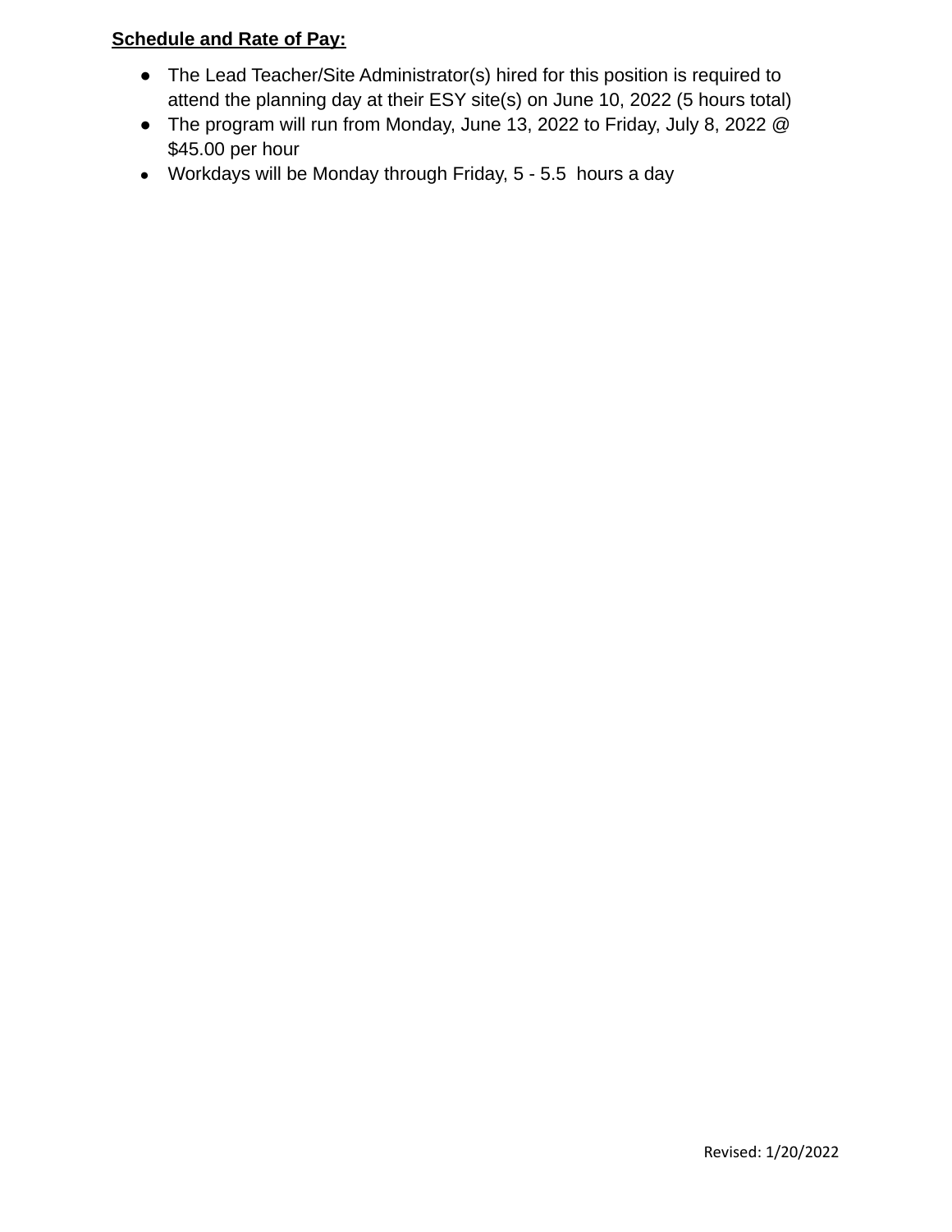**Schedule and Rate of Pay:**

- The Lead Teacher/Site Administrator(s) hired for this position is required to attend the planning day at their ESY site(s) on June 10, 2022 (5 hours total)
- The program will run from Monday, June 13, 2022 to Friday, July 8, 2022 @ $45.00 per hour
- Workdays will be Monday through Friday, 5 - 5.5 hours a day

Revised: 1/20/2022